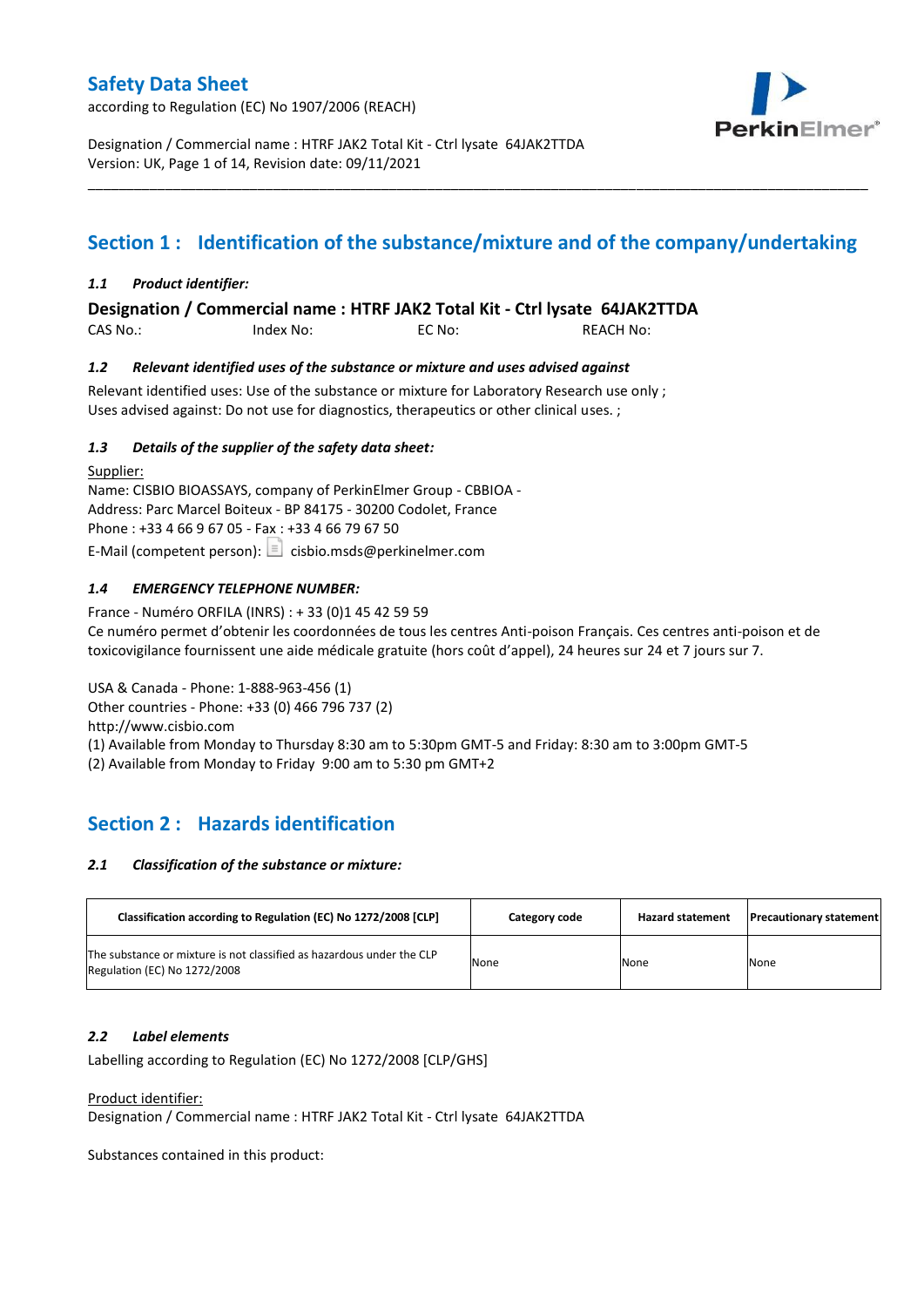# Safety Data Sheet

according to Regulation (EC) No 1907/2006 (REACH)

Designation / Commercial name : HTRF JAK2 Total Kit - Ctrl lysate 64JAK2TTDA
Version: UK, Page 1 of 14, Revision date: 09/11/2021

---

## Section 1 : Identification of the substance/mixture and of the company/undertaking

### *1.1 Product identifier:*

**Designation / Commercial name : HTRF JAK2 Total Kit - Ctrl lysate 64JAK2TTDA**

CAS No.: Index No: EC No: REACH No:

### *1.2 Relevant identified uses of the substance or mixture and uses advised against*

Relevant identified uses: Use of the substance or mixture for Laboratory Research use only ;
Uses advised against: Do not use for diagnostics, therapeutics or other clinical uses. ;

### *1.3 Details of the supplier of the safety data sheet:*

Supplier:
Name: CISBIO BIOASSAYS, company of PerkinElmer Group - CBBIOA -
Address: Parc Marcel Boiteux - BP 84175 - 30200 Codolet, France
Phone : +33 4 66 9 67 05 - Fax : +33 4 66 79 67 50
E-Mail (competent person): cisbio.msds@perkinelmer.com

### *1.4 EMERGENCY TELEPHONE NUMBER:*

France - Numéro ORFILA (INRS) : + 33 (0)1 45 42 59 59
Ce numéro permet d'obtenir les coordonnées de tous les centres Anti-poison Français. Ces centres anti-poison et de toxicovigilance fournissent une aide médicale gratuite (hors coût d'appel), 24 heures sur 24 et 7 jours sur 7.

USA & Canada - Phone: 1-888-963-456 (1)
Other countries - Phone: +33 (0) 466 796 737 (2)
http://www.cisbio.com
(1) Available from Monday to Thursday 8:30 am to 5:30pm GMT-5 and Friday: 8:30 am to 3:00pm GMT-5
(2) Available from Monday to Friday 9:00 am to 5:30 pm GMT+2

## Section 2 : Hazards identification

### *2.1 Classification of the substance or mixture:*

| Classification according to Regulation (EC) No 1272/2008 [CLP] | Category code | Hazard statement | Precautionary statement |
|---|---|---|---|
| The substance or mixture is not classified as hazardous under the CLP Regulation (EC) No 1272/2008 | None | None | None |

### *2.2 Label elements*

Labelling according to Regulation (EC) No 1272/2008 [CLP/GHS]

Product identifier:
Designation / Commercial name : HTRF JAK2 Total Kit - Ctrl lysate 64JAK2TTDA

Substances contained in this product: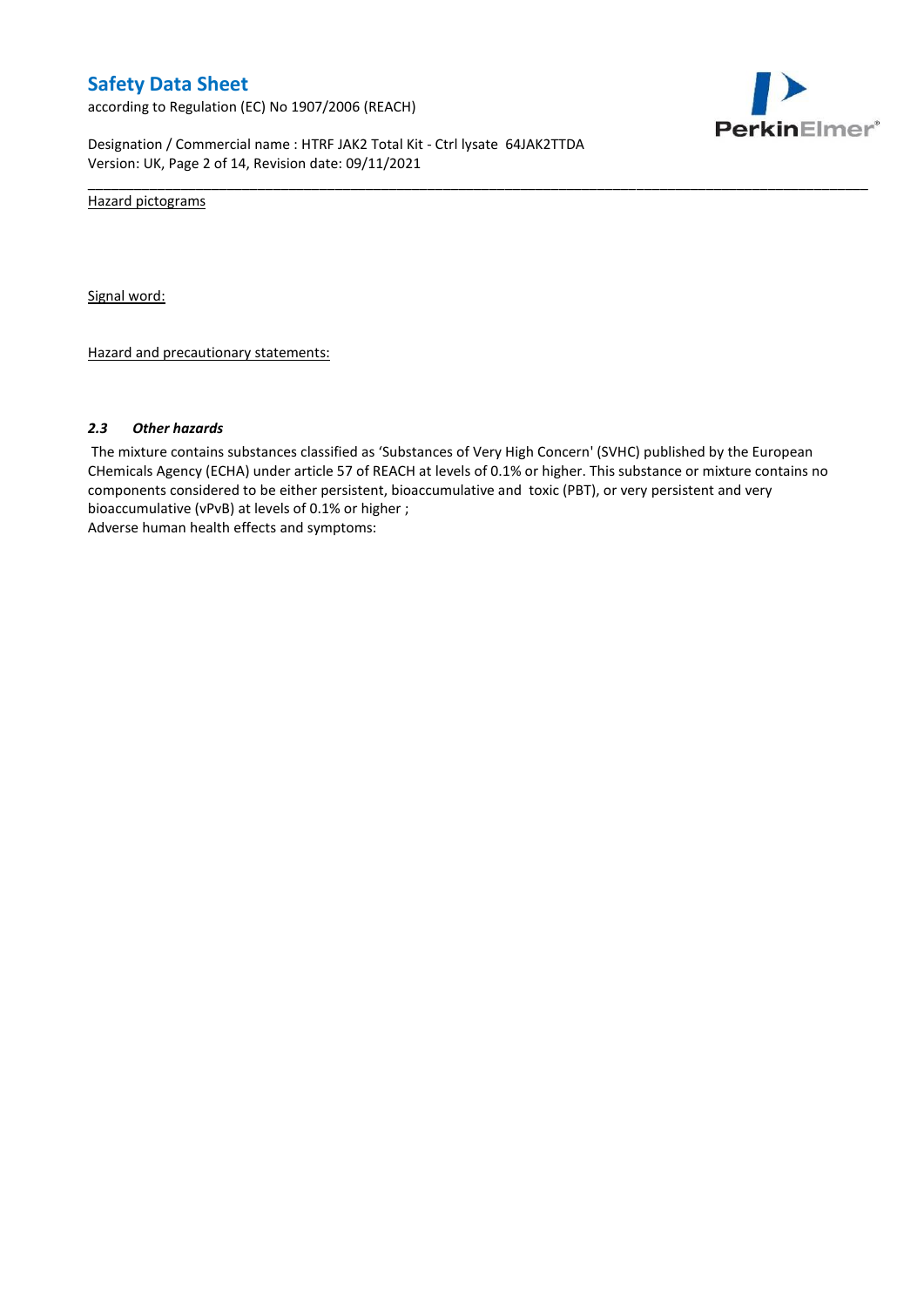Hazard pictograms

Signal word:

Hazard and precautionary statements:

### *2.3 Other hazards*

The mixture contains substances classified as 'Substances of Very High Concern' (SVHC) published by the European CHemicals Agency (ECHA) under article 57 of REACH at levels of 0.1% or higher. This substance or mixture contains no components considered to be either persistent, bioaccumulative and toxic (PBT), or very persistent and very bioaccumulative (vPvB) at levels of 0.1% or higher ;

Adverse human health effects and symptoms: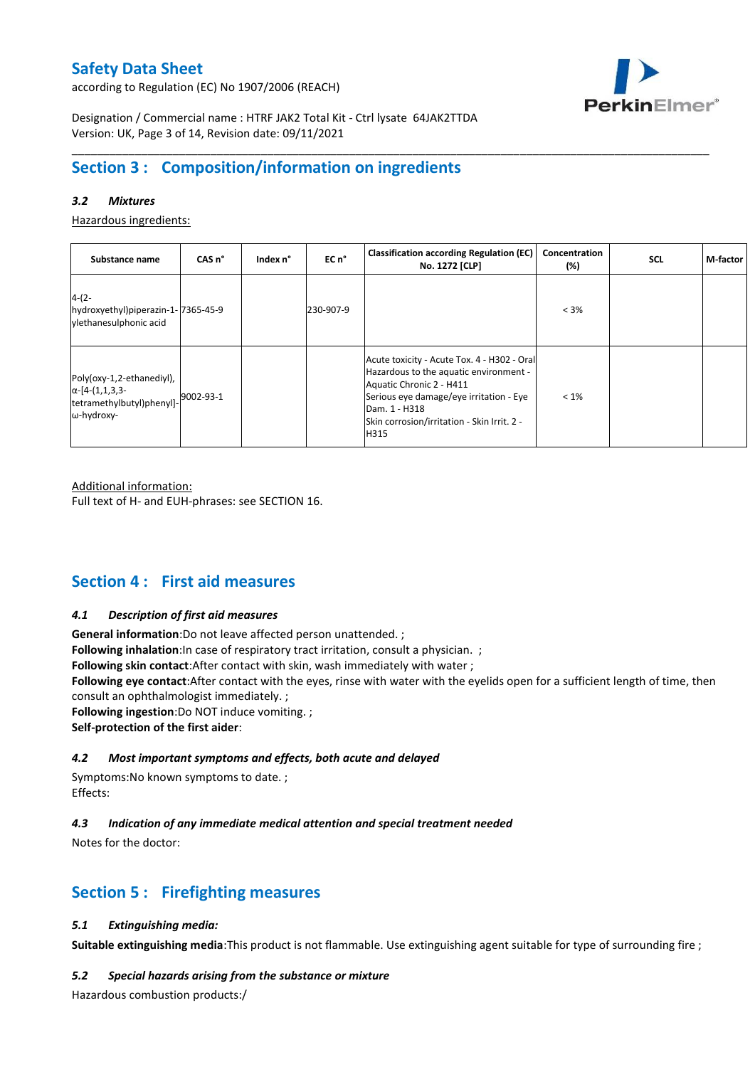# Safety Data Sheet

according to Regulation (EC) No 1907/2006 (REACH)

Designation / Commercial name : HTRF JAK2 Total Kit - Ctrl lysate 64JAK2TTDA
Version: UK, Page 3 of 14, Revision date: 09/11/2021

## Section 3 : Composition/information on ingredients

### *3.2 Mixtures*

Hazardous ingredients:

| Substance name | CAS n° | Index n° | EC n° | Classification according Regulation (EC) No. 1272 [CLP] | Concentration (%) | SCL | M-factor |
|---|---|---|---|---|---|---|---|
| 4-(2-hydroxyethyl)piperazin-1-ylethanesulphonic acid | 7365-45-9 | | 230-907-9 | | < 3% | | |
| Poly(oxy-1,2-ethanediyl), α-[4-(1,1,3,3-tetramethylbutyl)phenyl]-ω-hydroxy- | 9002-93-1 | | | Acute toxicity - Acute Tox. 4 - H302 - Oral<br>Hazardous to the aquatic environment - Aquatic Chronic 2 - H411<br>Serious eye damage/eye irritation - Eye Dam. 1 - H318<br>Skin corrosion/irritation - Skin Irrit. 2 - H315 | < 1% | | |

Additional information:
Full text of H- and EUH-phrases: see SECTION 16.

## Section 4 : First aid measures

### *4.1 Description of first aid measures*

**General information**:Do not leave affected person unattended. ;
**Following inhalation**:In case of respiratory tract irritation, consult a physician. ;
**Following skin contact**:After contact with skin, wash immediately with water ;
**Following eye contact**:After contact with the eyes, rinse with water with the eyelids open for a sufficient length of time, then consult an ophthalmologist immediately. ;
**Following ingestion**:Do NOT induce vomiting. ;
**Self-protection of the first aider**:

### *4.2 Most important symptoms and effects, both acute and delayed*

Symptoms:No known symptoms to date. ;
Effects:

### *4.3 Indication of any immediate medical attention and special treatment needed*

Notes for the doctor:

## Section 5 : Firefighting measures

### *5.1 Extinguishing media:*

**Suitable extinguishing media**:This product is not flammable. Use extinguishing agent suitable for type of surrounding fire ;

### *5.2 Special hazards arising from the substance or mixture*

Hazardous combustion products:/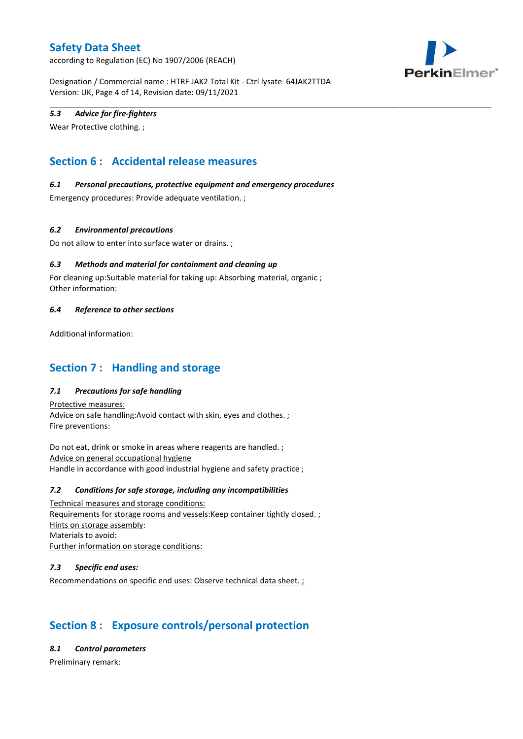### *5.3 Advice for fire-fighters*

Wear Protective clothing. ;

## Section 6 : Accidental release measures

### *6.1 Personal precautions, protective equipment and emergency procedures*

Emergency procedures: Provide adequate ventilation. ;

### *6.2 Environmental precautions*

Do not allow to enter into surface water or drains. ;

### *6.3 Methods and material for containment and cleaning up*

For cleaning up:Suitable material for taking up: Absorbing material, organic ;
Other information:

### *6.4 Reference to other sections*

Additional information:

## Section 7 : Handling and storage

### *7.1 Precautions for safe handling*

Protective measures:
Advice on safe handling:Avoid contact with skin, eyes and clothes. ;
Fire preventions:

Do not eat, drink or smoke in areas where reagents are handled. ;
Advice on general occupational hygiene
Handle in accordance with good industrial hygiene and safety practice ;

### *7.2 Conditions for safe storage, including any incompatibilities*

Technical measures and storage conditions:
Requirements for storage rooms and vessels:Keep container tightly closed. ;
Hints on storage assembly:
Materials to avoid:
Further information on storage conditions:

### *7.3 Specific end uses:*

Recommendations on specific end uses: Observe technical data sheet. ;

## Section 8 : Exposure controls/personal protection

### *8.1 Control parameters*

Preliminary remark: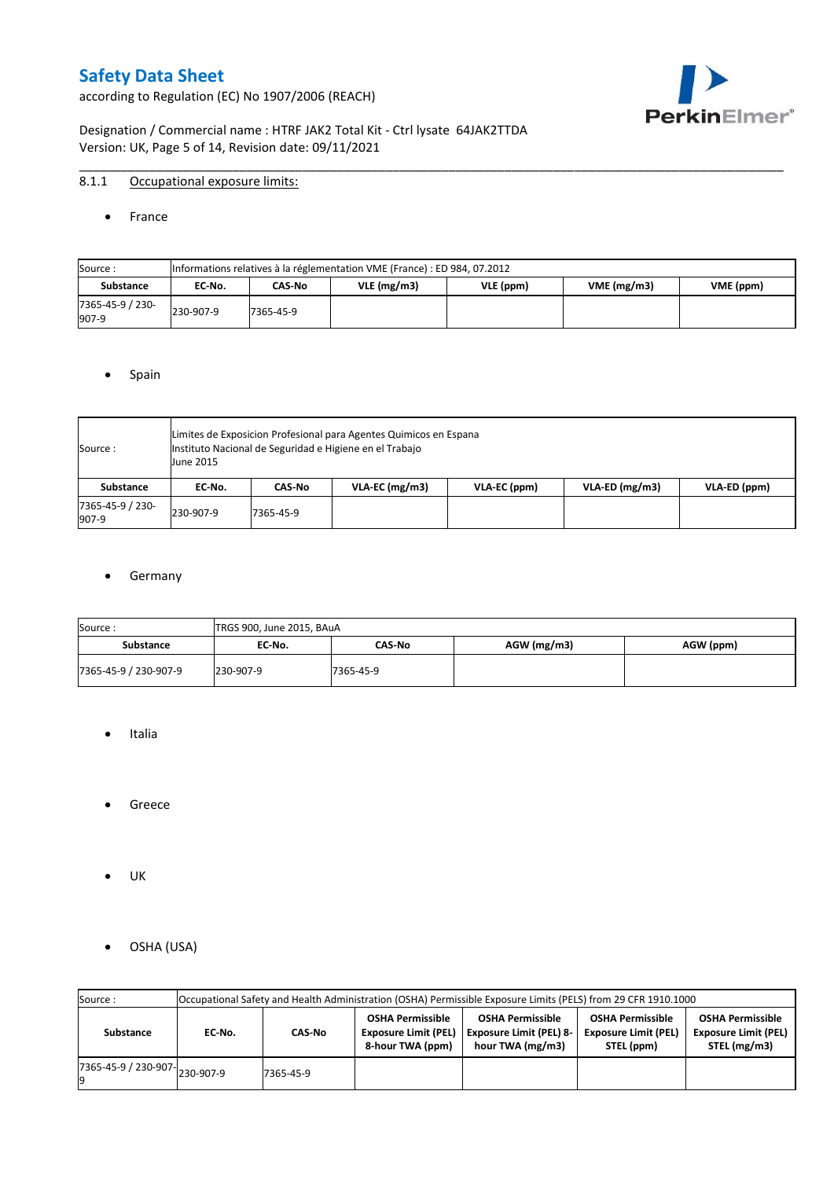### 8.1.1 Occupational exposure limits:

- France

| Source : | Informations relatives à la réglementation VME (France) : ED 984, 07.2012 | | | | | |
|---|---|---|---|---|---|---|
| **Substance** | **EC-No.** | **CAS-No** | **VLE (mg/m3)** | **VLE (ppm)** | **VME (mg/m3)** | **VME (ppm)** |
| 7365-45-9 / 230-907-9 | 230-907-9 | 7365-45-9 | | | | |

- Spain

| Source : | Limites de Exposicion Profesional para Agentes Quimicos en Espana<br>Instituto Nacional de Seguridad e Higiene en el Trabajo<br>June 2015 | | | | | |
|---|---|---|---|---|---|---|
| **Substance** | **EC-No.** | **CAS-No** | **VLA-EC (mg/m3)** | **VLA-EC (ppm)** | **VLA-ED (mg/m3)** | **VLA-ED (ppm)** |
| 7365-45-9 / 230-907-9 | 230-907-9 | 7365-45-9 | | | | |

- Germany

| Source : | TRGS 900, June 2015, BAuA | | | |
|---|---|---|---|---|
| **Substance** | **EC-No.** | **CAS-No** | **AGW (mg/m3)** | **AGW (ppm)** |
| 7365-45-9 / 230-907-9 | 230-907-9 | 7365-45-9 | | |

- Italia

- Greece

- UK

- OSHA (USA)

| Source : | Occupational Safety and Health Administration (OSHA) Permissible Exposure Limits (PELS) from 29 CFR 1910.1000 | | | | | |
|---|---|---|---|---|---|---|
| **Substance** | **EC-No.** | **CAS-No** | **OSHA Permissible Exposure Limit (PEL) 8-hour TWA (ppm)** | **OSHA Permissible Exposure Limit (PEL) 8-hour TWA (mg/m3)** | **OSHA Permissible Exposure Limit (PEL) STEL (ppm)** | **OSHA Permissible Exposure Limit (PEL) STEL (mg/m3)** |
| 7365-45-9 / 230-907-9 | 230-907-9 | 7365-45-9 | | | | |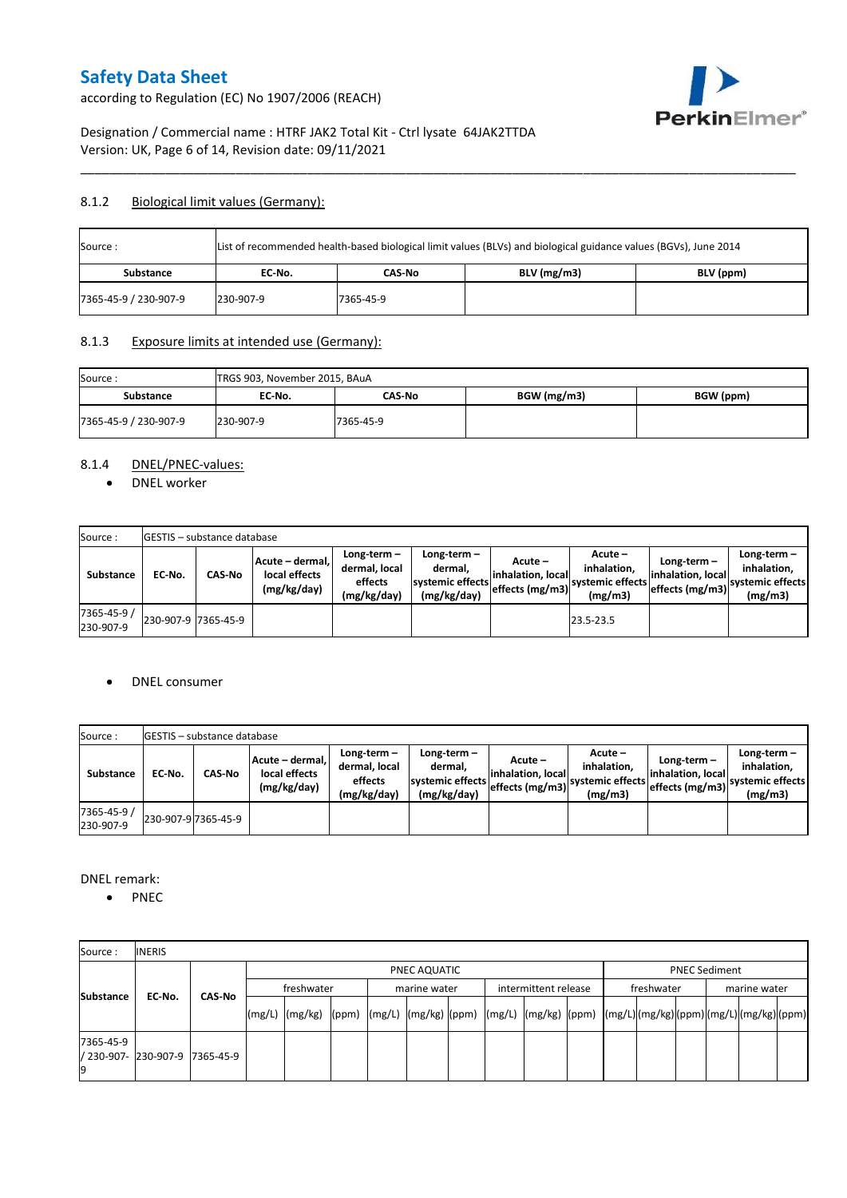# Safety Data Sheet

according to Regulation (EC) No 1907/2006 (REACH)

Designation / Commercial name : HTRF JAK2 Total Kit - Ctrl lysate 64JAK2TTDA
Version: UK, Page 6 of 14, Revision date: 09/11/2021

### 8.1.2 Biological limit values (Germany):

| Source : | List of recommended health-based biological limit values (BLVs) and biological guidance values (BGVs), June 2014 | | | |
|---|---|---|---|---|
| **Substance** | **EC-No.** | **CAS-No** | **BLV (mg/m3)** | **BLV (ppm)** |
| 7365-45-9 / 230-907-9 | 230-907-9 | 7365-45-9 | | |

### 8.1.3 Exposure limits at intended use (Germany):

| Source : | TRGS 903, November 2015, BAuA | | | |
|---|---|---|---|---|
| **Substance** | **EC-No.** | **CAS-No** | **BGW (mg/m3)** | **BGW (ppm)** |
| 7365-45-9 / 230-907-9 | 230-907-9 | 7365-45-9 | | |

### 8.1.4 DNEL/PNEC-values:

- DNEL worker

| Source : | GESTIS – substance database | | | | | | | | | |
|---|---|---|---|---|---|---|---|---|---|---|
| **Substance** | **EC-No.** | **CAS-No** | **Acute – dermal, local effects (mg/kg/day)** | **Long-term – dermal, local effects (mg/kg/day)** | **Long-term – dermal, systemic effects (mg/kg/day)** | **Acute – inhalation, local effects (mg/m3)** | **Acute – inhalation, systemic effects (mg/m3)** | **Long-term – inhalation, local effects (mg/m3)** | **Long-term – inhalation, systemic effects (mg/m3)** |
| 7365-45-9 / 230-907-9 | 230-907-9 | 7365-45-9 | | | | | 23.5-23.5 | | |

- DNEL consumer

| Source : | GESTIS – substance database | | | | | | | | | |
|---|---|---|---|---|---|---|---|---|---|---|
| **Substance** | **EC-No.** | **CAS-No** | **Acute – dermal, local effects (mg/kg/day)** | **Long-term – dermal, local effects (mg/kg/day)** | **Long-term – dermal, systemic effects (mg/kg/day)** | **Acute – inhalation, local effects (mg/m3)** | **Acute – inhalation, systemic effects (mg/m3)** | **Long-term – inhalation, local effects (mg/m3)** | **Long-term – inhalation, systemic effects (mg/m3)** |
| 7365-45-9 / 230-907-9 | 230-907-9 | 7365-45-9 | | | | | | | |

DNEL remark:

- PNEC

| Source : | INERIS | | | | | | | | | | | | | | | | | |
|---|---|---|---|---|---|---|---|---|---|---|---|---|---|---|---|---|---|---|
| **Substance** | **EC-No.** | **CAS-No** | PNEC AQUATIC | | | | | | | | | PNEC Sediment | | | | | |
| | | | freshwater | | | marine water | | | intermittent release | | | freshwater | | | marine water | | |
| | | | (mg/L) | (mg/kg) | (ppm) | (mg/L) | (mg/kg) | (ppm) | (mg/L) | (mg/kg) | (ppm) | (mg/L) | (mg/kg) | (ppm) | (mg/L) | (mg/kg) | (ppm) |
| 7365-45-9 / 230-907-9 | 230-907-9 | 7365-45-9 | | | | | | | | | | | | | | | |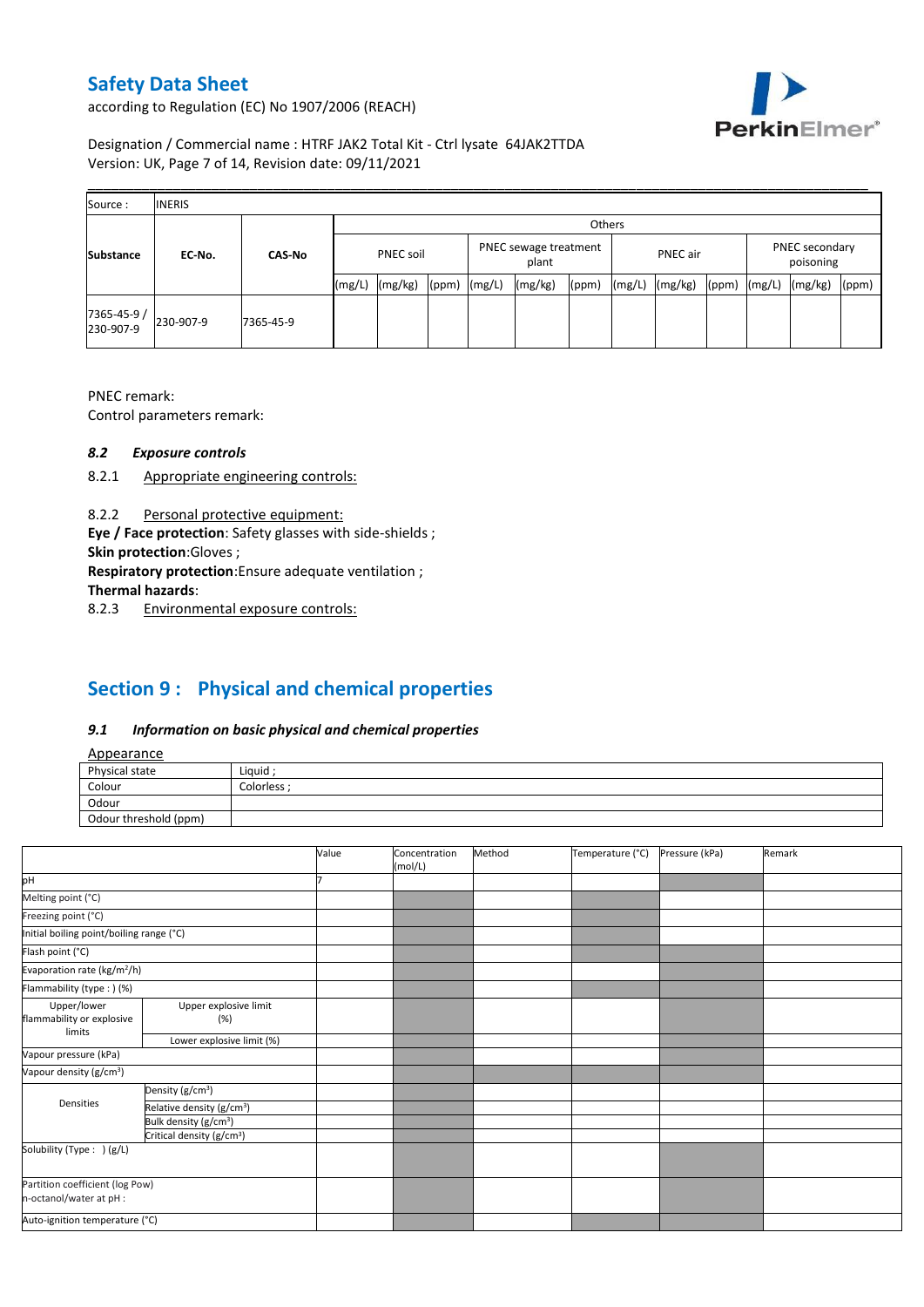Designation / Commercial name : HTRF JAK2 Total Kit - Ctrl lysate 64JAK2TTDA

| Source : | INERIS | | | | | | | | | | | | | | |
|---|---|---|---|---|---|---|---|---|---|---|---|---|---|---|---|
| | | | Others | | | | | | | | | | | | |
| Substance | EC-No. | CAS-No | PNEC soil | | | PNEC sewage treatment plant | | | PNEC air | | | PNEC secondary poisoning | | | |
| | | | (mg/L) | (mg/kg) | (ppm) | (mg/L) | (mg/kg) | (ppm) | (mg/L) | (mg/kg) | (ppm) | (mg/L) | (mg/kg) | (ppm) | |
| 7365-45-9 / 230-907-9 | 230-907-9 | 7365-45-9 | | | | | | | | | | | | | |

PNEC remark:

Control parameters remark:

### *8.2 Exposure controls*

8.2.1 Appropriate engineering controls:

8.2.2 Personal protective equipment:

**Eye / Face protection**: Safety glasses with side-shields ;

**Skin protection**:Gloves ;

**Respiratory protection**:Ensure adequate ventilation ;

**Thermal hazards**:

8.2.3 Environmental exposure controls:

## Section 9 : Physical and chemical properties

### *9.1 Information on basic physical and chemical properties*

Appearance

| Physical state | Liquid ; |
|---|---|
| Colour | Colorless ; |
| Odour | |
| Odour threshold (ppm) | |

| | | Value | Concentration (mol/L) | Method | Temperature (°C) | Pressure (kPa) | Remark |
|---|---|---|---|---|---|---|---|
| pH | | 7 | | | | | |
| Melting point (°C) | | | | | | | |
| Freezing point (°C) | | | | | | | |
| Initial boiling point/boiling range (°C) | | | | | | | |
| Flash point (°C) | | | | | | | |
| Evaporation rate (kg/m²/h) | | | | | | | |
| Flammability (type : ) (%) | | | | | | | |
| Upper/lower flammability or explosive limits | Upper explosive limit (%) | | | | | | |
| | Lower explosive limit (%) | | | | | | |
| Vapour pressure (kPa) | | | | | | | |
| Vapour density (g/cm³) | | | | | | | |
| Densities | Density (g/cm³) | | | | | | |
| | Relative density (g/cm³) | | | | | | |
| | Bulk density (g/cm³) | | | | | | |
| | Critical density (g/cm³) | | | | | | |
| Solubility (Type : ) (g/L) | | | | | | | |
| Partition coefficient (log Pow) n-octanol/water at pH : | | | | | | | |
| Auto-ignition temperature (°C) | | | | | | | |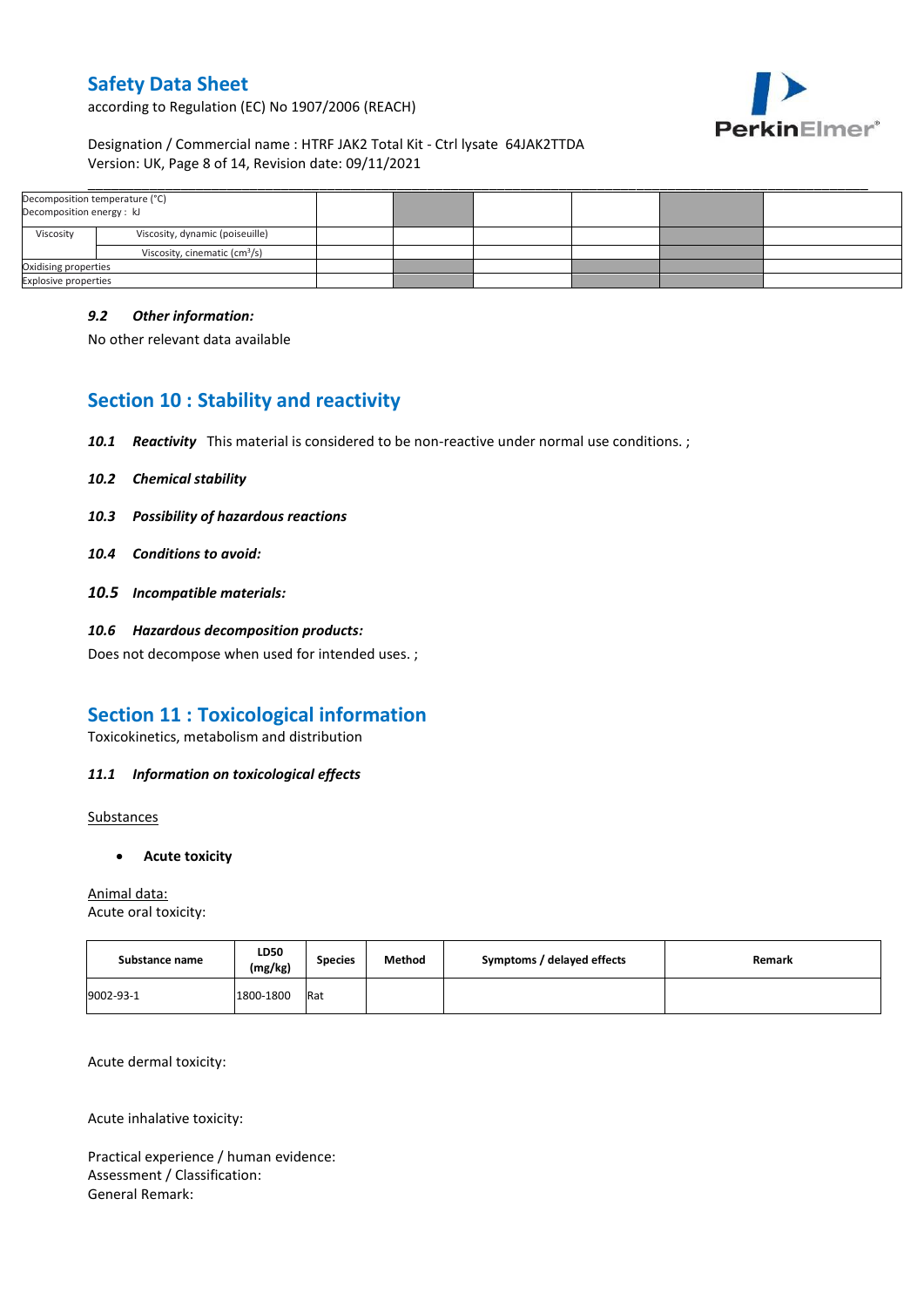| Decomposition temperature (°C)<br>Decomposition energy : kJ | | | | | | | |
|---|---|---|---|---|---|---|---|
| Viscosity | Viscosity, dynamic (poiseuille) | | | | | | |
| | Viscosity, cinematic ($cm^3/s$) | | | | | | |
| Oxidising properties | | | | | | | |
| Explosive properties | | | | | | | |

### *9.2 Other information:*

No other relevant data available

## Section 10 : Stability and reactivity

***10.1 Reactivity*** This material is considered to be non-reactive under normal use conditions. ;

***10.2 Chemical stability***

***10.3 Possibility of hazardous reactions***

***10.4 Conditions to avoid:***

***10.5 Incompatible materials:***

***10.6 Hazardous decomposition products:***

Does not decompose when used for intended uses. ;

## Section 11 : Toxicological information

Toxicokinetics, metabolism and distribution

### *11.1 Information on toxicological effects*

Substances

- **Acute toxicity**

Animal data:
Acute oral toxicity:

| Substance name | LD50 (mg/kg) | Species | Method | Symptoms / delayed effects | Remark |
|---|---|---|---|---|---|
| 9002-93-1 | 1800-1800 | Rat | | | |

Acute dermal toxicity:

Acute inhalative toxicity:

Practical experience / human evidence:
Assessment / Classification:
General Remark: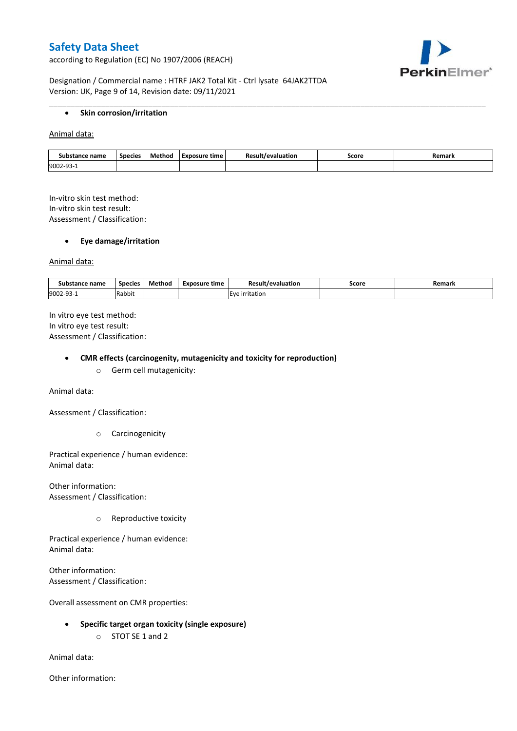- **Skin corrosion/irritation**

Animal data:

| Substance name | Species | Method | Exposure time | Result/evaluation | Score | Remark |
|---|---|---|---|---|---|---|
| 9002-93-1 | | | | | | |

In-vitro skin test method:
In-vitro skin test result:
Assessment / Classification:

- **Eye damage/irritation**

Animal data:

| Substance name | Species | Method | Exposure time | Result/evaluation | Score | Remark |
|---|---|---|---|---|---|---|
| 9002-93-1 | Rabbit | | | Eye irritation | | |

In vitro eye test method:
In vitro eye test result:
Assessment / Classification:

- **CMR effects (carcinogenity, mutagenicity and toxicity for reproduction)**
    - Germ cell mutagenicity:

Animal data:

Assessment / Classification:

- Carcinogenicity

Practical experience / human evidence:
Animal data:

Other information:
Assessment / Classification:

- Reproductive toxicity

Practical experience / human evidence:
Animal data:

Other information:
Assessment / Classification:

Overall assessment on CMR properties:

- **Specific target organ toxicity (single exposure)**
    - STOT SE 1 and 2

Animal data:

Other information: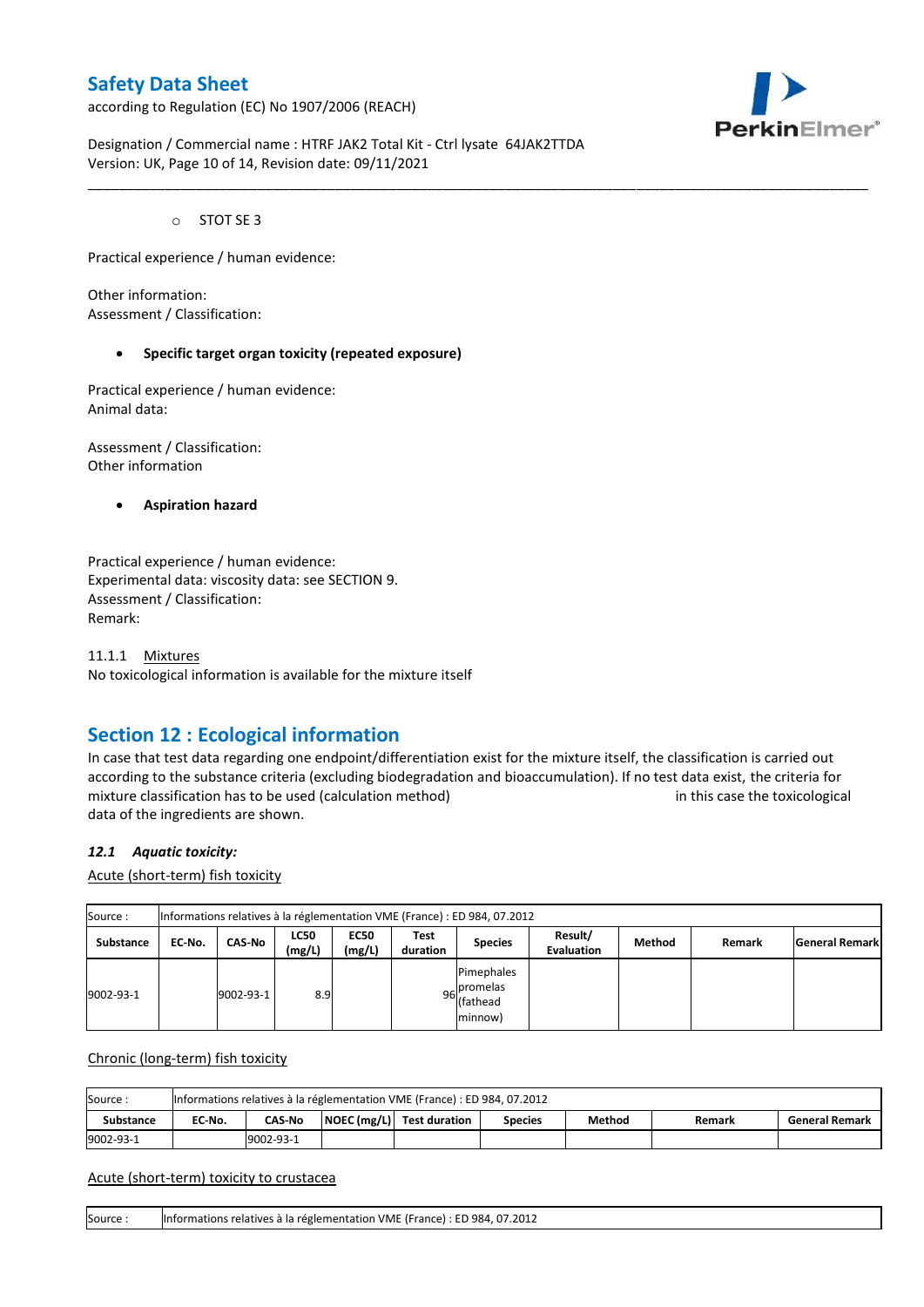- STOT SE 3

Practical experience / human evidence:

Other information:
Assessment / Classification:

- **Specific target organ toxicity (repeated exposure)**

Practical experience / human evidence:
Animal data:

Assessment / Classification:
Other information

- **Aspiration hazard**

Practical experience / human evidence:
Experimental data: viscosity data: see SECTION 9.
Assessment / Classification:
Remark:

11.1.1 Mixtures
No toxicological information is available for the mixture itself

## Section 12 : Ecological information

In case that test data regarding one endpoint/differentiation exist for the mixture itself, the classification is carried out according to the substance criteria (excluding biodegradation and bioaccumulation). If no test data exist, the criteria for mixture classification has to be used (calculation method) in this case the toxicological data of the ingredients are shown.

### *12.1 Aquatic toxicity:*

Acute (short-term) fish toxicity

| Source : | Informations relatives à la réglementation VME (France) : ED 984, 07.2012 | | | | | | | | | |
|---|---|---|---|---|---|---|---|---|---|---|
| **Substance** | **EC-No.** | **CAS-No** | **LC50 (mg/L)** | **EC50 (mg/L)** | **Test duration** | **Species** | **Result/ Evaluation** | **Method** | **Remark** | **General Remark** |
| 9002-93-1 | | 9002-93-1 | 8.9 | | 96 | Pimephales promelas (fathead minnow) | | | | |

Chronic (long-term) fish toxicity

| Source : | Informations relatives à la réglementation VME (France) : ED 984, 07.2012 | | | | | | | |
|---|---|---|---|---|---|---|---|---|
| **Substance** | **EC-No.** | **CAS-No** | **NOEC (mg/L)** | **Test duration** | **Species** | **Method** | **Remark** | **General Remark** |
| 9002-93-1 | | 9002-93-1 | | | | | | |

Acute (short-term) toxicity to crustacea

| Source : | Informations relatives à la réglementation VME (France) : ED 984, 07.2012 |
|---|---|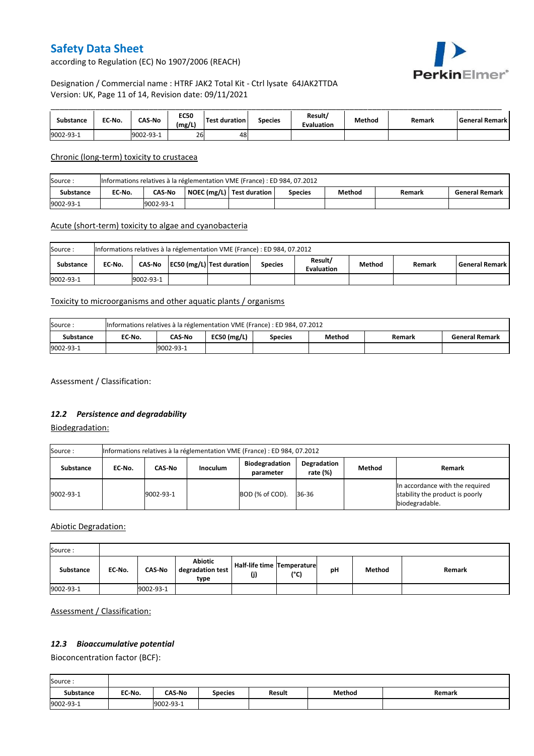| Substance | EC-No. | CAS-No | EC50 (mg/L) | Test duration | Species | Result/ Evaluation | Method | Remark | General Remark |
|---|---|---|---|---|---|---|---|---|---|
| 9002-93-1 | | 9002-93-1 | 26 | 48 | | | | | |

Chronic (long-term) toxicity to crustacea

| Source : | Informations relatives à la réglementation VME (France) : ED 984, 07.2012 | | | | | | | |
|---|---|---|---|---|---|---|---|---|
| Substance | EC-No. | CAS-No | NOEC (mg/L) | Test duration | Species | Method | Remark | General Remark |
| 9002-93-1 | | 9002-93-1 | | | | | | |

Acute (short-term) toxicity to algae and cyanobacteria

| Source : | Informations relatives à la réglementation VME (France) : ED 984, 07.2012 | | | | | | | | |
|---|---|---|---|---|---|---|---|---|---|
| Substance | EC-No. | CAS-No | EC50 (mg/L) | Test duration | Species | Result/ Evaluation | Method | Remark | General Remark |
| 9002-93-1 | | 9002-93-1 | | | | | | | |

Toxicity to microorganisms and other aquatic plants / organisms

| Source : | Informations relatives à la réglementation VME (France) : ED 984, 07.2012 | | | | | | |
|---|---|---|---|---|---|---|---|
| Substance | EC-No. | CAS-No | EC50 (mg/L) | Species | Method | Remark | General Remark |
| 9002-93-1 | | 9002-93-1 | | | | | |

Assessment / Classification:

### *12.2 Persistence and degradability*

Biodegradation:

| Source : | Informations relatives à la réglementation VME (France) : ED 984, 07.2012 | | | | | | |
|---|---|---|---|---|---|---|---|
| Substance | EC-No. | CAS-No | Inoculum | Biodegradation parameter | Degradation rate (%) | Method | Remark |
| 9002-93-1 | | 9002-93-1 | | BOD (% of COD). | 36-36 | | In accordance with the required stability the product is poorly biodegradable. |

Abiotic Degradation:

| Source : | | | | | | | | |
|---|---|---|---|---|---|---|---|---|
| Substance | EC-No. | CAS-No | Abiotic degradation test type | Half-life time (j) | Temperature (°C) | pH | Method | Remark |
| 9002-93-1 | | 9002-93-1 | | | | | | |

Assessment / Classification:

### *12.3 Bioaccumulative potential*

Bioconcentration factor (BCF):

| Source : | | | | | | |
|---|---|---|---|---|---|---|
| Substance | EC-No. | CAS-No | Species | Result | Method | Remark |
| 9002-93-1 | | 9002-93-1 | | | | |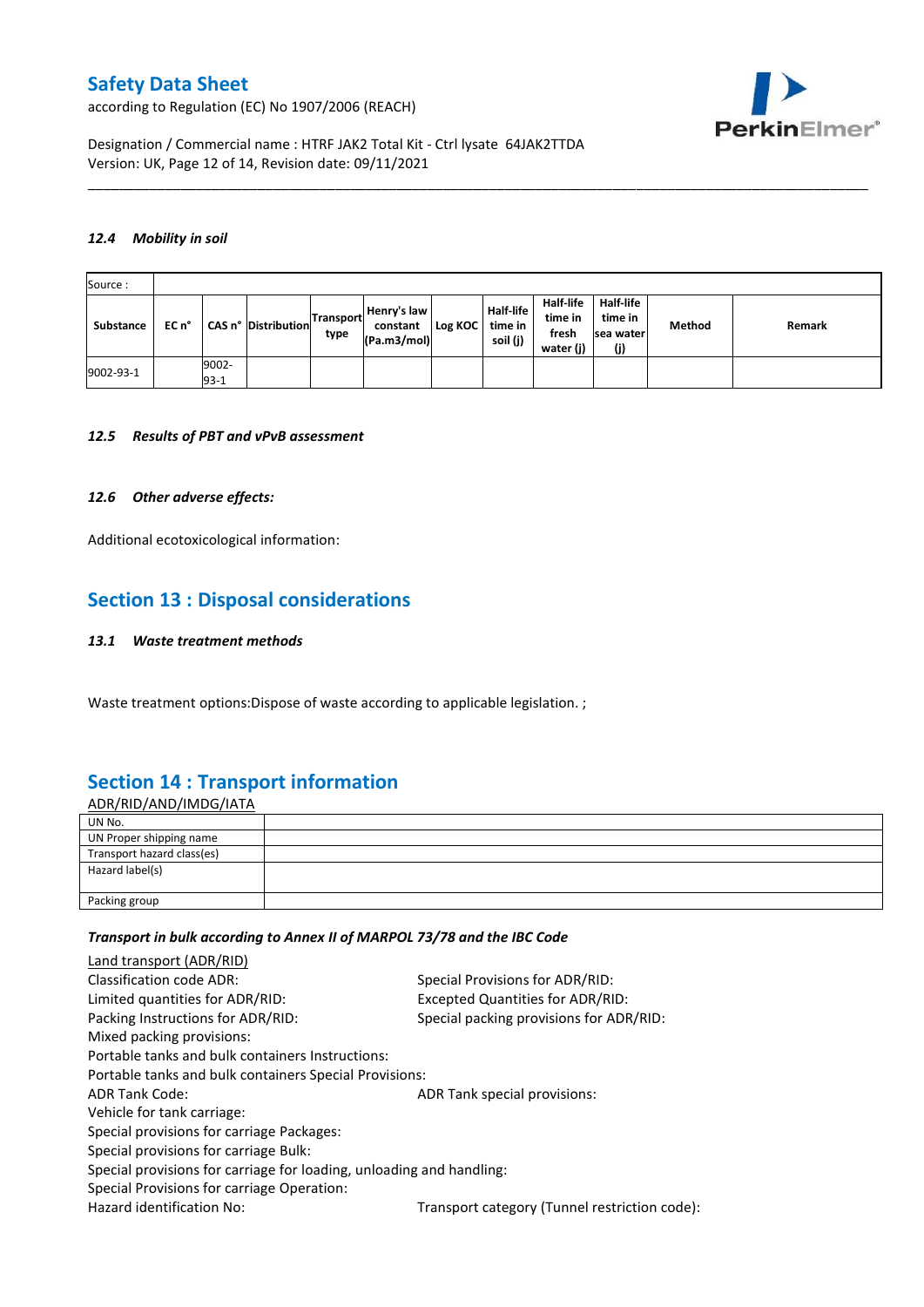### 12.4 Mobility in soil

| Source : | | | | | | | | | | | |
|---|---|---|---|---|---|---|---|---|---|---|---|
| **Substance** | **EC n°** | **CAS n°** | **Distribution** | **Transport type** | **Henry's law constant (Pa.m3/mol)** | **Log KOC** | **Half-life time in soil (j)** | **Half-life time in fresh water (j)** | **Half-life time in sea water (j)** | **Method** | **Remark** |
| 9002-93-1 | | 9002-93-1 | | | | | | | | | |

### 12.5 Results of PBT and vPvB assessment

### 12.6 Other adverse effects:

Additional ecotoxicological information:

## Section 13 : Disposal considerations

### 13.1 Waste treatment methods

Waste treatment options:Dispose of waste according to applicable legislation. ;

## Section 14 : Transport information

ADR/RID/AND/IMDG/IATA

| | |
|---|---|
| UN No. | |
| UN Proper shipping name | |
| Transport hazard class(es) | |
| Hazard label(s) | |
| Packing group | |

***Transport in bulk according to Annex II of MARPOL 73/78 and the IBC Code***

Land transport (ADR/RID)

Classification code ADR:

Special Provisions for ADR/RID:

Limited quantities for ADR/RID:

Excepted Quantities for ADR/RID:

Packing Instructions for ADR/RID:

Special packing provisions for ADR/RID:

Mixed packing provisions:

Portable tanks and bulk containers Instructions:

Portable tanks and bulk containers Special Provisions:

ADR Tank Code:

ADR Tank special provisions:

Vehicle for tank carriage:

Special provisions for carriage Packages:

Special provisions for carriage Bulk:

Special provisions for carriage for loading, unloading and handling:

Special Provisions for carriage Operation:

Hazard identification No:

Transport category (Tunnel restriction code):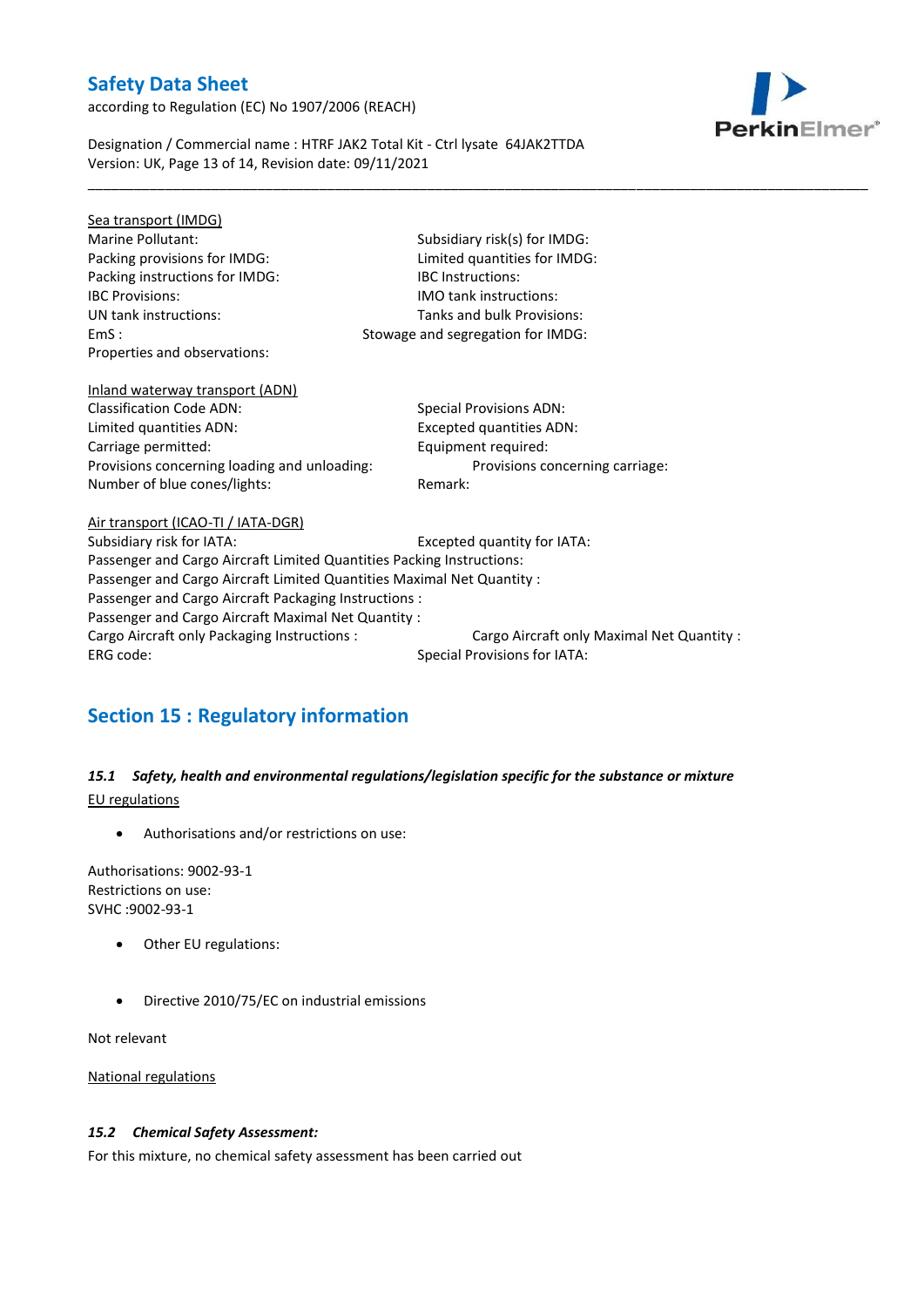Sea transport (IMDG)

Marine Pollutant:
Subsidiary risk(s) for IMDG:
Packing provisions for IMDG:
Limited quantities for IMDG:
Packing instructions for IMDG:
IBC Instructions:
IBC Provisions:
IMO tank instructions:
UN tank instructions:
Tanks and bulk Provisions:
EmS :
Stowage and segregation for IMDG:
Properties and observations:

Inland waterway transport (ADN)

Classification Code ADN:
Special Provisions ADN:
Limited quantities ADN:
Excepted quantities ADN:
Carriage permitted:
Equipment required:
Provisions concerning loading and unloading:
Provisions concerning carriage:
Number of blue cones/lights:
Remark:

Air transport (ICAO-TI / IATA-DGR)

Subsidiary risk for IATA:
Excepted quantity for IATA:
Passenger and Cargo Aircraft Limited Quantities Packing Instructions:
Passenger and Cargo Aircraft Limited Quantities Maximal Net Quantity :
Passenger and Cargo Aircraft Packaging Instructions :
Passenger and Cargo Aircraft Maximal Net Quantity :
Cargo Aircraft only Packaging Instructions :
Cargo Aircraft only Maximal Net Quantity :
ERG code:
Special Provisions for IATA:

## Section 15 : Regulatory information

### *15.1 Safety, health and environmental regulations/legislation specific for the substance or mixture*

EU regulations

- Authorisations and/or restrictions on use:

Authorisations: 9002-93-1
Restrictions on use:
SVHC :9002-93-1

- Other EU regulations:

- Directive 2010/75/EC on industrial emissions

Not relevant

National regulations

### *15.2 Chemical Safety Assessment:*

For this mixture, no chemical safety assessment has been carried out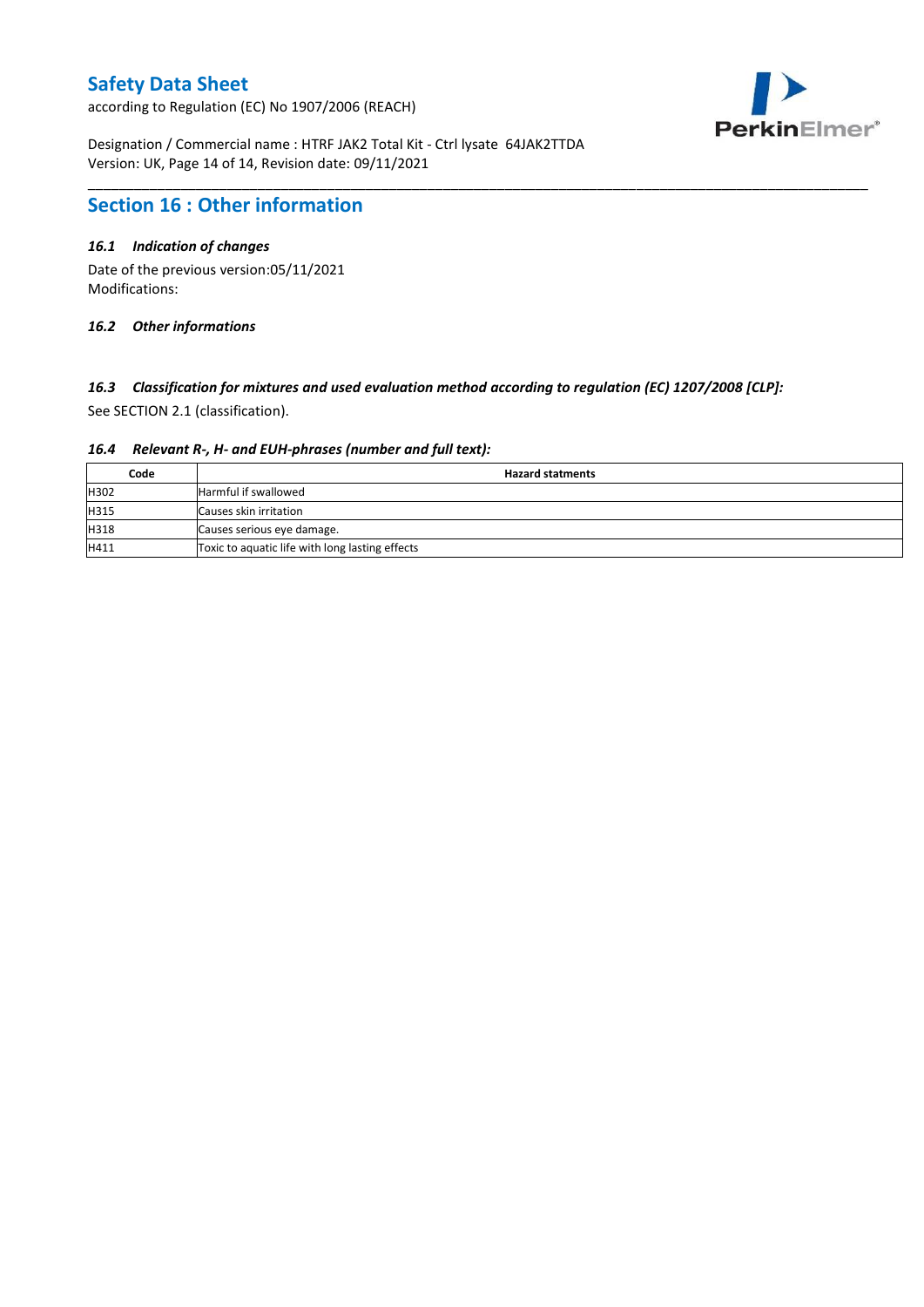## Section 16 : Other information

### *16.1 Indication of changes*

Date of the previous version:05/11/2021
Modifications:

### *16.2 Other informations*

### *16.3 Classification for mixtures and used evaluation method according to regulation (EC) 1207/2008 [CLP]:*

See SECTION 2.1 (classification).

### *16.4 Relevant R-, H- and EUH-phrases (number and full text):*

| Code | Hazard statments |
|---|---|
| H302 | Harmful if swallowed |
| H315 | Causes skin irritation |
| H318 | Causes serious eye damage. |
| H411 | Toxic to aquatic life with long lasting effects |